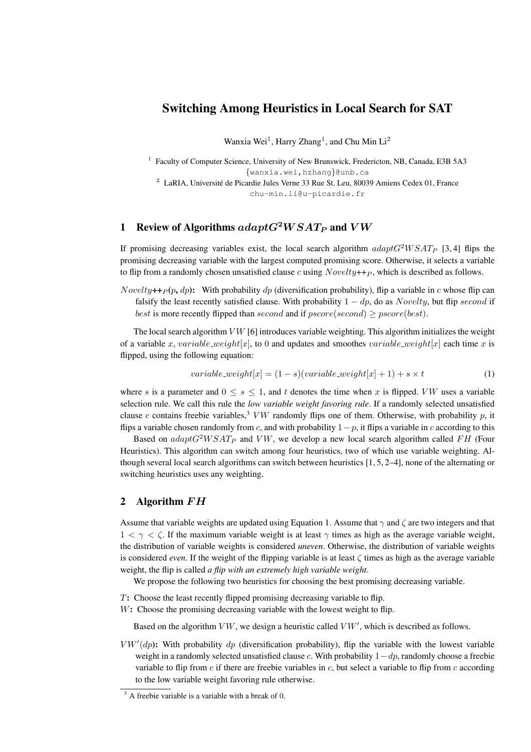# Switching Among Heuristics in Local Search for SAT

Wanxia Wei[1], Harry Zhang[1], and Chu Min Li[2]

[1] Faculty of Computer Science, University of New Brunswick, Fredericton, NB, Canada, E3B 5A3
{wanxia.wei,hzhang}@unb.ca

[2] LaRIA, Université de Picardie Jules Verne 33 Rue St. Leu, 80039 Amiens Cedex 01, France
chu-min.li@u-picardie.fr

## 1 Review of Algorithms $adaptG^2WSAT_P$ and $VW$

If promising decreasing variables exist, the local search algorithm $adaptG^2WSAT_P$ [3, 4] flips the promising decreasing variable with the largest computed promising score. Otherwise, it selects a variable to flip from a randomly chosen unsatisfied clause $c$ using $Novelty$++$_P$, which is described as follows.

$Novelty$++$_P$**($p$, $dp$):** With probability $dp$ (diversification probability), flip a variable in $c$ whose flip can falsify the least recently satisfied clause. With probability $1 - dp$, do as $Novelty$, but flip $second$ if $best$ is more recently flipped than $second$ and if $pscore(second) \geq pscore(best)$.

The local search algorithm $VW$ [6] introduces variable weighting. This algorithm initializes the weight of a variable $x$, $variable\_weight[x]$, to 0 and updates and smoothes $variable\_weight[x]$ each time $x$ is flipped, using the following equation:

$$variable\_weight[x] = (1 - s)(variable\_weight[x] + 1) + s \times t \tag{1}$$

where $s$ is a parameter and $0 \leq s \leq 1$, and $t$ denotes the time when $x$ is flipped. $VW$ uses a variable selection rule. We call this rule the *low variable weight favoring rule*. If a randomly selected unsatisfied clause $c$ contains freebie variables,[3] $VW$ randomly flips one of them. Otherwise, with probability $p$, it flips a variable chosen randomly from $c$, and with probability $1-p$, it flips a variable in $c$ according to this

Based on $adaptG^2WSAT_P$ and $VW$, we develop a new local search algorithm called $FH$ (Four Heuristics). This algorithm can switch among four heuristics, two of which use variable weighting. Although several local search algorithms can switch between heuristics [1, 5, 2–4], none of the alternating or switching heuristics uses any weighting.

## 2 Algorithm $FH$

Assume that variable weights are updated using Equation 1. Assume that $\gamma$ and $\zeta$ are two integers and that $1 < \gamma < \zeta$. If the maximum variable weight is at least $\gamma$ times as high as the average variable weight, the distribution of variable weights is considered *uneven*. Otherwise, the distribution of variable weights is considered *even*. If the weight of the flipping variable is at least $\zeta$ times as high as the average variable weight, the flip is called *a flip with an extremely high variable weight*.

We propose the following two heuristics for choosing the best promising decreasing variable.

$T$**:** Choose the least recently flipped promising decreasing variable to flip.
$W$**:** Choose the promising decreasing variable with the lowest weight to flip.

Based on the algorithm $VW$, we design a heuristic called $VW'$, which is described as follows.

$VW'(dp)$**:** With probability $dp$ (diversification probability), flip the variable with the lowest variable weight in a randomly selected unsatisfied clause $c$. With probability $1-dp$, randomly choose a freebie variable to flip from $c$ if there are freebie variables in $c$, but select a variable to flip from $c$ according to the low variable weight favoring rule otherwise.

[3] A freebie variable is a variable with a break of 0.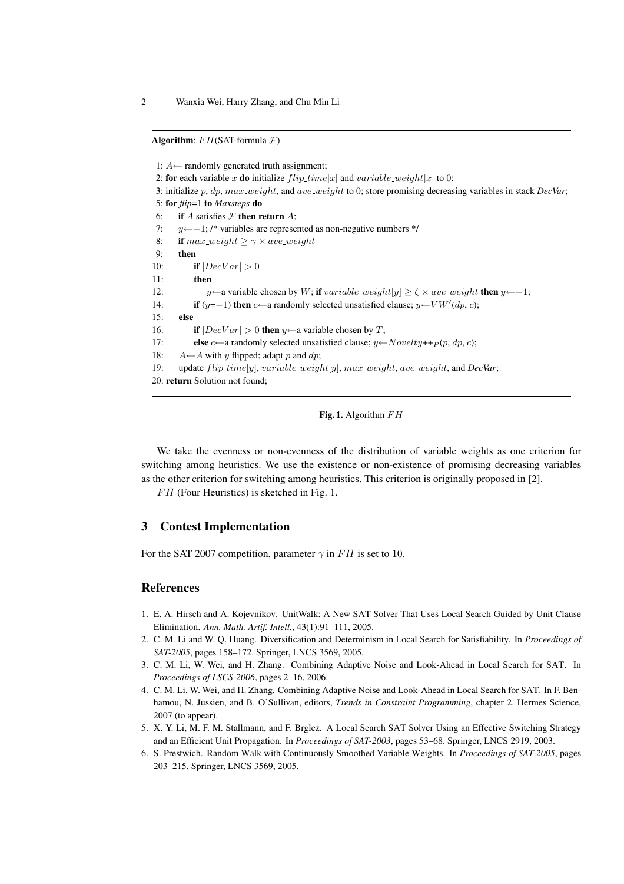**Algorithm**: $FH$(SAT-formula $\mathcal{F}$)

```
1: A← randomly generated truth assignment;
2: for each variable x do initialize flip_time[x] and variable_weight[x] to 0;
3: initialize p, dp, max_weight, and ave_weight to 0; store promising decreasing variables in stack DecVar;
5: for flip=1 to Maxsteps do
6:     if A satisfies F then return A;
7:     y←−1; /* variables are represented as non-negative numbers */
8:     if max_weight ≥ γ × ave_weight
9:     then
10:        if |DecVar| > 0
11:        then
12:            y←a variable chosen by W; if variable_weight[y] ≥ ζ × ave_weight then y←−1;
14:        if (y=−1) then c←a randomly selected unsatisfied clause; y←VW′(dp, c);
15:    else
16:        if |DecVar| > 0 then y←a variable chosen by T;
17:        else c←a randomly selected unsatisfied clause; y←Novelty++_P(p, dp, c);
18:    A←A with y flipped; adapt p and dp;
19:    update flip_time[y], variable_weight[y], max_weight, ave_weight, and DecVar;
20: return Solution not found;
```

**Fig. 1.** Algorithm $FH$

We take the evenness or non-evenness of the distribution of variable weights as one criterion for switching among heuristics. We use the existence or non-existence of promising decreasing variables as the other criterion for switching among heuristics. This criterion is originally proposed in [2].

$FH$ (Four Heuristics) is sketched in Fig. 1.

## 3 Contest Implementation

For the SAT 2007 competition, parameter $\gamma$ in $FH$ is set to 10.

## References

1. E. A. Hirsch and A. Kojevnikov. UnitWalk: A New SAT Solver That Uses Local Search Guided by Unit Clause Elimination. *Ann. Math. Artif. Intell.*, 43(1):91–111, 2005.
2. C. M. Li and W. Q. Huang. Diversification and Determinism in Local Search for Satisfiability. In *Proceedings of SAT-2005*, pages 158–172. Springer, LNCS 3569, 2005.
3. C. M. Li, W. Wei, and H. Zhang. Combining Adaptive Noise and Look-Ahead in Local Search for SAT. In *Proceedings of LSCS-2006*, pages 2–16, 2006.
4. C. M. Li, W. Wei, and H. Zhang. Combining Adaptive Noise and Look-Ahead in Local Search for SAT. In F. Benhamou, N. Jussien, and B. O'Sullivan, editors, *Trends in Constraint Programming*, chapter 2. Hermes Science, 2007 (to appear).
5. X. Y. Li, M. F. M. Stallmann, and F. Brglez. A Local Search SAT Solver Using an Effective Switching Strategy and an Efficient Unit Propagation. In *Proceedings of SAT-2003*, pages 53–68. Springer, LNCS 2919, 2003.
6. S. Prestwich. Random Walk with Continuously Smoothed Variable Weights. In *Proceedings of SAT-2005*, pages 203–215. Springer, LNCS 3569, 2005.